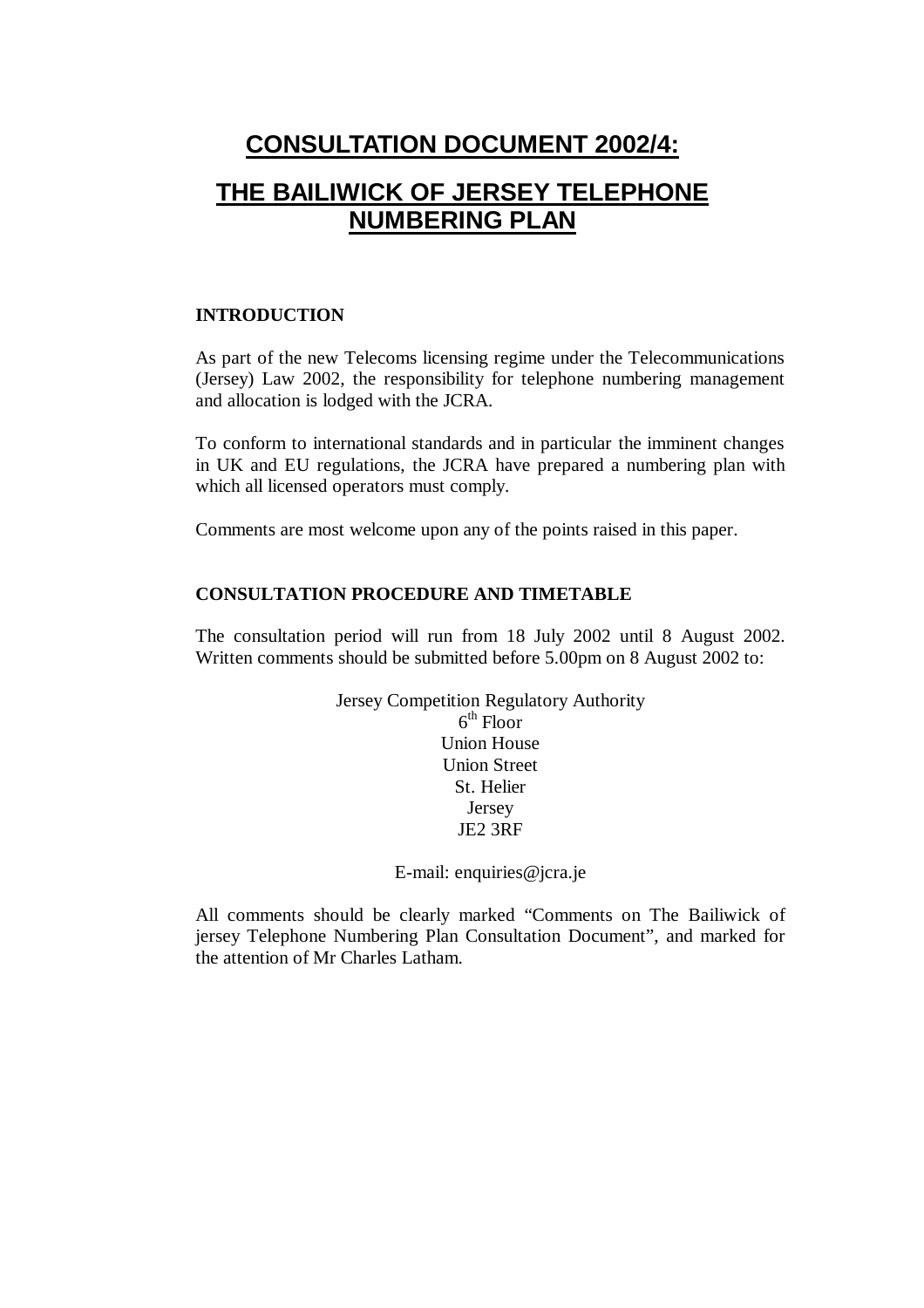# CONSULTATION DOCUMENT 2002/4:

# THE BAILIWICK OF JERSEY TELEPHONE NUMBERING PLAN

**INTRODUCTION**

As part of the new Telecoms licensing regime under the Telecommunications (Jersey) Law 2002, the responsibility for telephone numbering management and allocation is lodged with the JCRA.

To conform to international standards and in particular the imminent changes in UK and EU regulations, the JCRA have prepared a numbering plan with which all licensed operators must comply.

Comments are most welcome upon any of the points raised in this paper.

**CONSULTATION PROCEDURE AND TIMETABLE**

The consultation period will run from 18 July 2002 until 8 August 2002. Written comments should be submitted before 5.00pm on 8 August 2002 to:

Jersey Competition Regulatory Authority
6th Floor
Union House
Union Street
St. Helier
Jersey
JE2 3RF

E-mail: enquiries@jcra.je

All comments should be clearly marked "Comments on The Bailiwick of jersey Telephone Numbering Plan Consultation Document", and marked for the attention of Mr Charles Latham.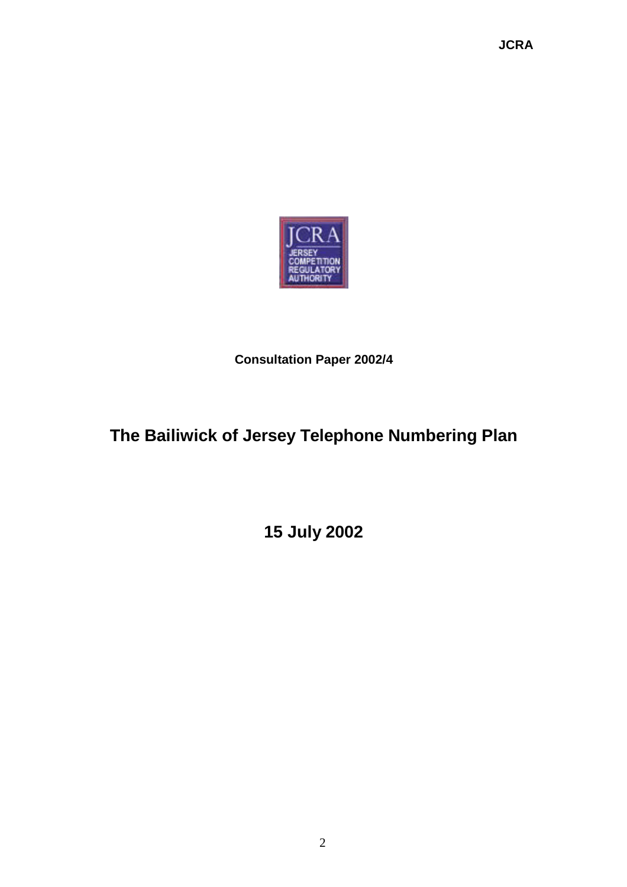**Consultation Paper 2002/4**

# The Bailiwick of Jersey Telephone Numbering Plan

## 15 July 2002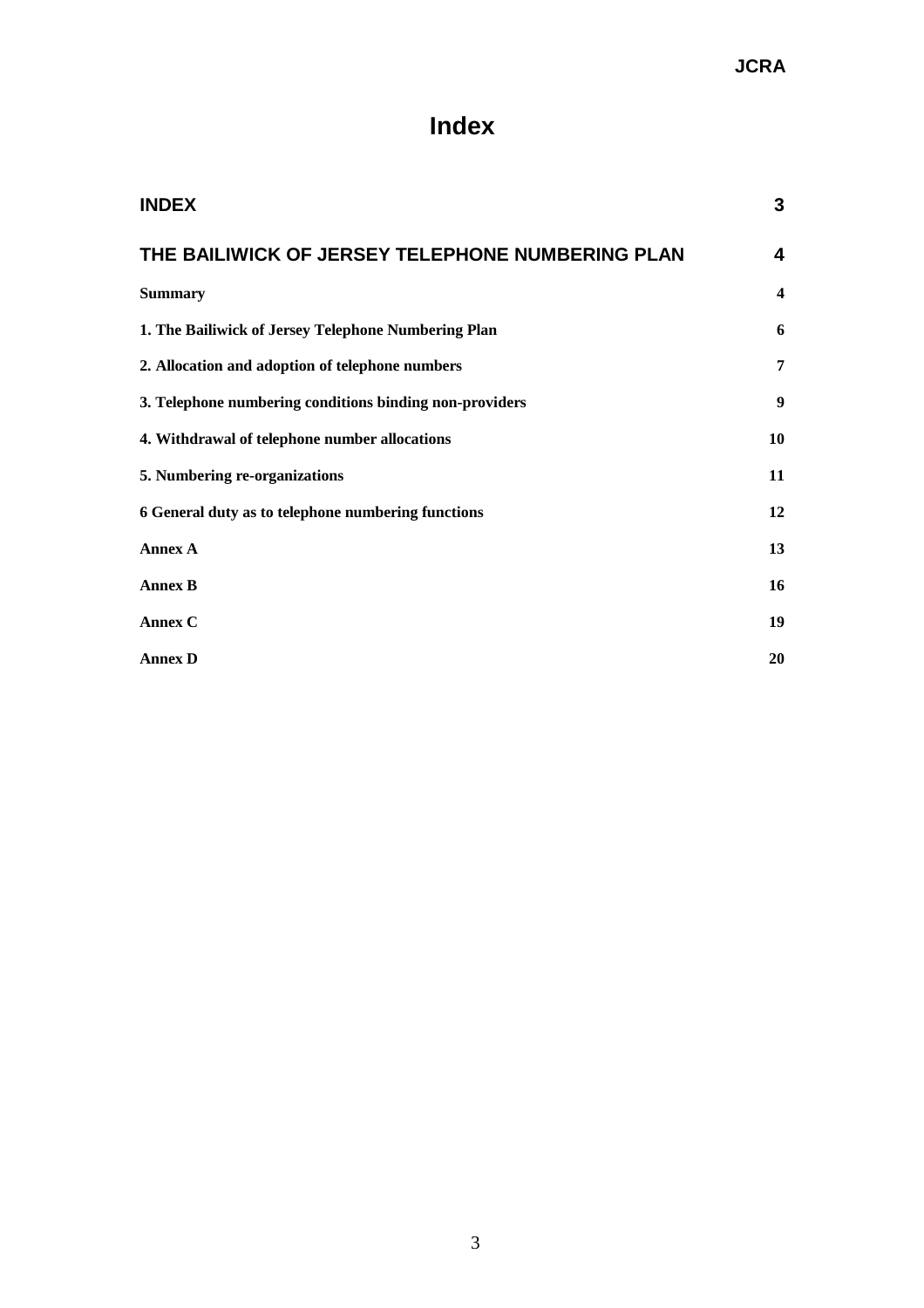# Index

| | |
|---|---|
| **INDEX** | **3** |
| **THE BAILIWICK OF JERSEY TELEPHONE NUMBERING PLAN** | **4** |
| **Summary** | **4** |
| **1. The Bailiwick of Jersey Telephone Numbering Plan** | **6** |
| **2. Allocation and adoption of telephone numbers** | **7** |
| **3. Telephone numbering conditions binding non-providers** | **9** |
| **4. Withdrawal of telephone number allocations** | **10** |
| **5. Numbering re-organizations** | **11** |
| **6 General duty as to telephone numbering functions** | **12** |
| **Annex A** | **13** |
| **Annex B** | **16** |
| **Annex C** | **19** |
| **Annex D** | **20** |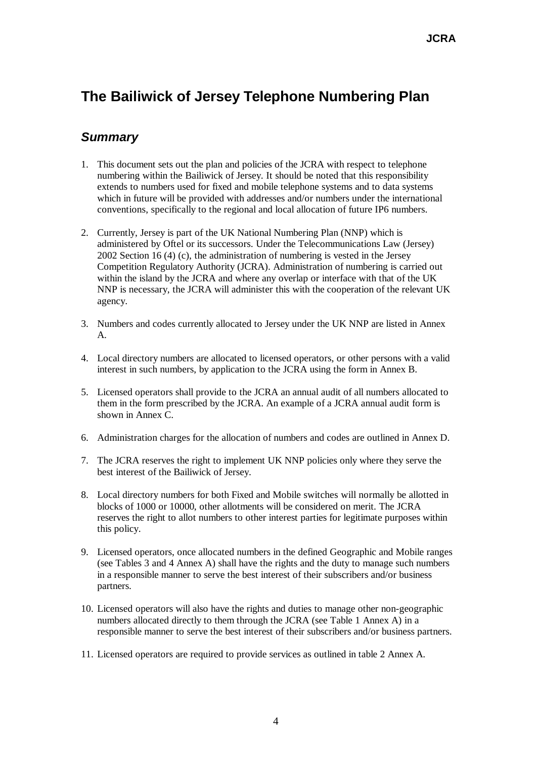# The Bailiwick of Jersey Telephone Numbering Plan

## *Summary*

1. This document sets out the plan and policies of the JCRA with respect to telephone numbering within the Bailiwick of Jersey. It should be noted that this responsibility extends to numbers used for fixed and mobile telephone systems and to data systems which in future will be provided with addresses and/or numbers under the international conventions, specifically to the regional and local allocation of future IP6 numbers.

2. Currently, Jersey is part of the UK National Numbering Plan (NNP) which is administered by Oftel or its successors. Under the Telecommunications Law (Jersey) 2002 Section 16 (4) (c), the administration of numbering is vested in the Jersey Competition Regulatory Authority (JCRA). Administration of numbering is carried out within the island by the JCRA and where any overlap or interface with that of the UK NNP is necessary, the JCRA will administer this with the cooperation of the relevant UK agency.

3. Numbers and codes currently allocated to Jersey under the UK NNP are listed in Annex A.

4. Local directory numbers are allocated to licensed operators, or other persons with a valid interest in such numbers, by application to the JCRA using the form in Annex B.

5. Licensed operators shall provide to the JCRA an annual audit of all numbers allocated to them in the form prescribed by the JCRA. An example of a JCRA annual audit form is shown in Annex C.

6. Administration charges for the allocation of numbers and codes are outlined in Annex D.

7. The JCRA reserves the right to implement UK NNP policies only where they serve the best interest of the Bailiwick of Jersey.

8. Local directory numbers for both Fixed and Mobile switches will normally be allotted in blocks of 1000 or 10000, other allotments will be considered on merit. The JCRA reserves the right to allot numbers to other interest parties for legitimate purposes within this policy.

9. Licensed operators, once allocated numbers in the defined Geographic and Mobile ranges (see Tables 3 and 4 Annex A) shall have the rights and the duty to manage such numbers in a responsible manner to serve the best interest of their subscribers and/or business partners.

10. Licensed operators will also have the rights and duties to manage other non-geographic numbers allocated directly to them through the JCRA (see Table 1 Annex A) in a responsible manner to serve the best interest of their subscribers and/or business partners.

11. Licensed operators are required to provide services as outlined in table 2 Annex A.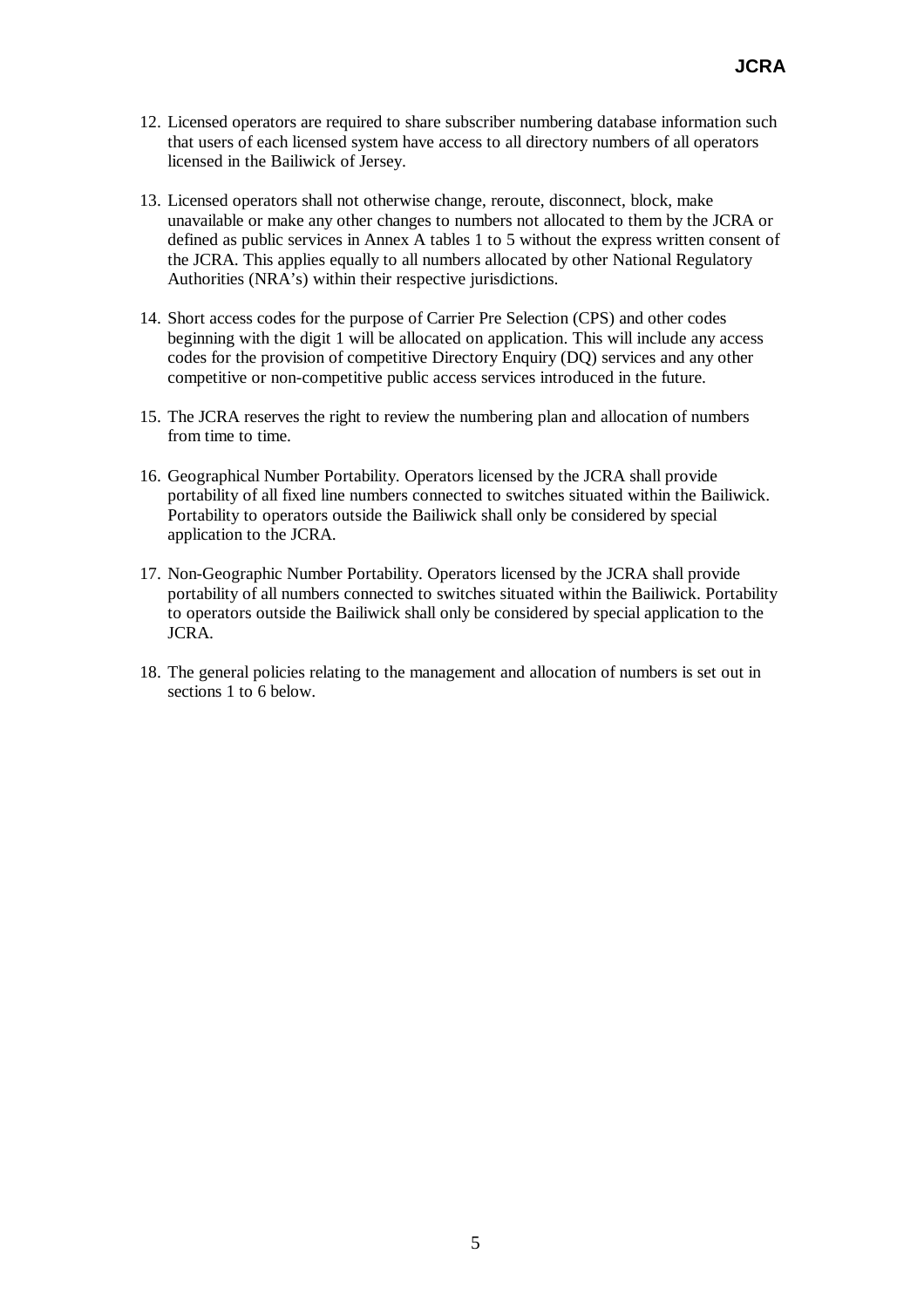12. Licensed operators are required to share subscriber numbering database information such that users of each licensed system have access to all directory numbers of all operators licensed in the Bailiwick of Jersey.

13. Licensed operators shall not otherwise change, reroute, disconnect, block, make unavailable or make any other changes to numbers not allocated to them by the JCRA or defined as public services in Annex A tables 1 to 5 without the express written consent of the JCRA. This applies equally to all numbers allocated by other National Regulatory Authorities (NRA's) within their respective jurisdictions.

14. Short access codes for the purpose of Carrier Pre Selection (CPS) and other codes beginning with the digit 1 will be allocated on application. This will include any access codes for the provision of competitive Directory Enquiry (DQ) services and any other competitive or non-competitive public access services introduced in the future.

15. The JCRA reserves the right to review the numbering plan and allocation of numbers from time to time.

16. Geographical Number Portability. Operators licensed by the JCRA shall provide portability of all fixed line numbers connected to switches situated within the Bailiwick. Portability to operators outside the Bailiwick shall only be considered by special application to the JCRA.

17. Non-Geographic Number Portability. Operators licensed by the JCRA shall provide portability of all numbers connected to switches situated within the Bailiwick. Portability to operators outside the Bailiwick shall only be considered by special application to the JCRA.

18. The general policies relating to the management and allocation of numbers is set out in sections 1 to 6 below.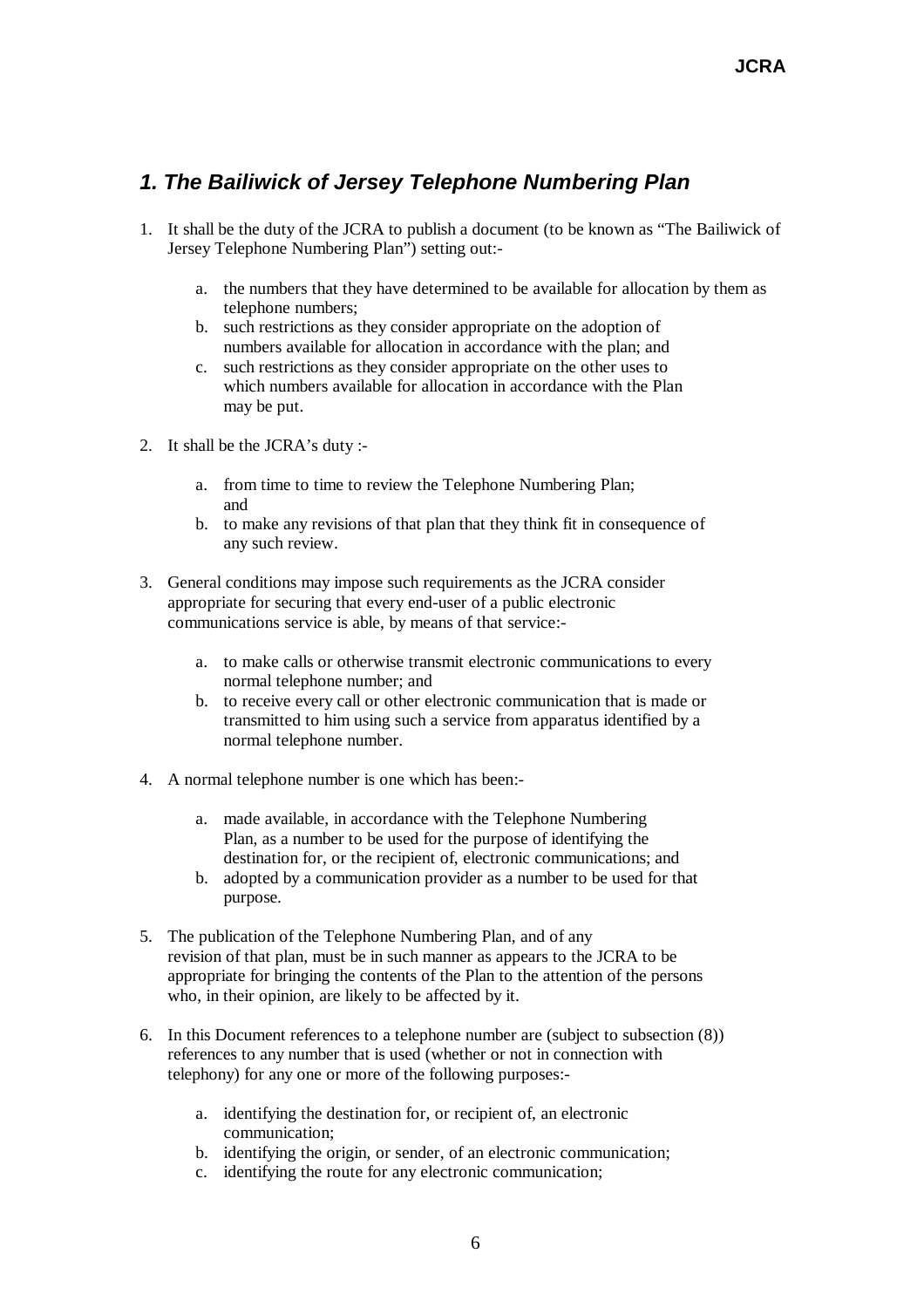## *1. The Bailiwick of Jersey Telephone Numbering Plan*

1. It shall be the duty of the JCRA to publish a document (to be known as "The Bailiwick of Jersey Telephone Numbering Plan") setting out:-

    a. the numbers that they have determined to be available for allocation by them as telephone numbers;
    b. such restrictions as they consider appropriate on the adoption of numbers available for allocation in accordance with the plan; and
    c. such restrictions as they consider appropriate on the other uses to which numbers available for allocation in accordance with the Plan may be put.

2. It shall be the JCRA's duty :-

    a. from time to time to review the Telephone Numbering Plan; and
    b. to make any revisions of that plan that they think fit in consequence of any such review.

3. General conditions may impose such requirements as the JCRA consider appropriate for securing that every end-user of a public electronic communications service is able, by means of that service:-

    a. to make calls or otherwise transmit electronic communications to every normal telephone number; and
    b. to receive every call or other electronic communication that is made or transmitted to him using such a service from apparatus identified by a normal telephone number.

4. A normal telephone number is one which has been:-

    a. made available, in accordance with the Telephone Numbering Plan, as a number to be used for the purpose of identifying the destination for, or the recipient of, electronic communications; and
    b. adopted by a communication provider as a number to be used for that purpose.

5. The publication of the Telephone Numbering Plan, and of any revision of that plan, must be in such manner as appears to the JCRA to be appropriate for bringing the contents of the Plan to the attention of the persons who, in their opinion, are likely to be affected by it.

6. In this Document references to a telephone number are (subject to subsection (8)) references to any number that is used (whether or not in connection with telephony) for any one or more of the following purposes:-

    a. identifying the destination for, or recipient of, an electronic communication;
    b. identifying the origin, or sender, of an electronic communication;
    c. identifying the route for any electronic communication;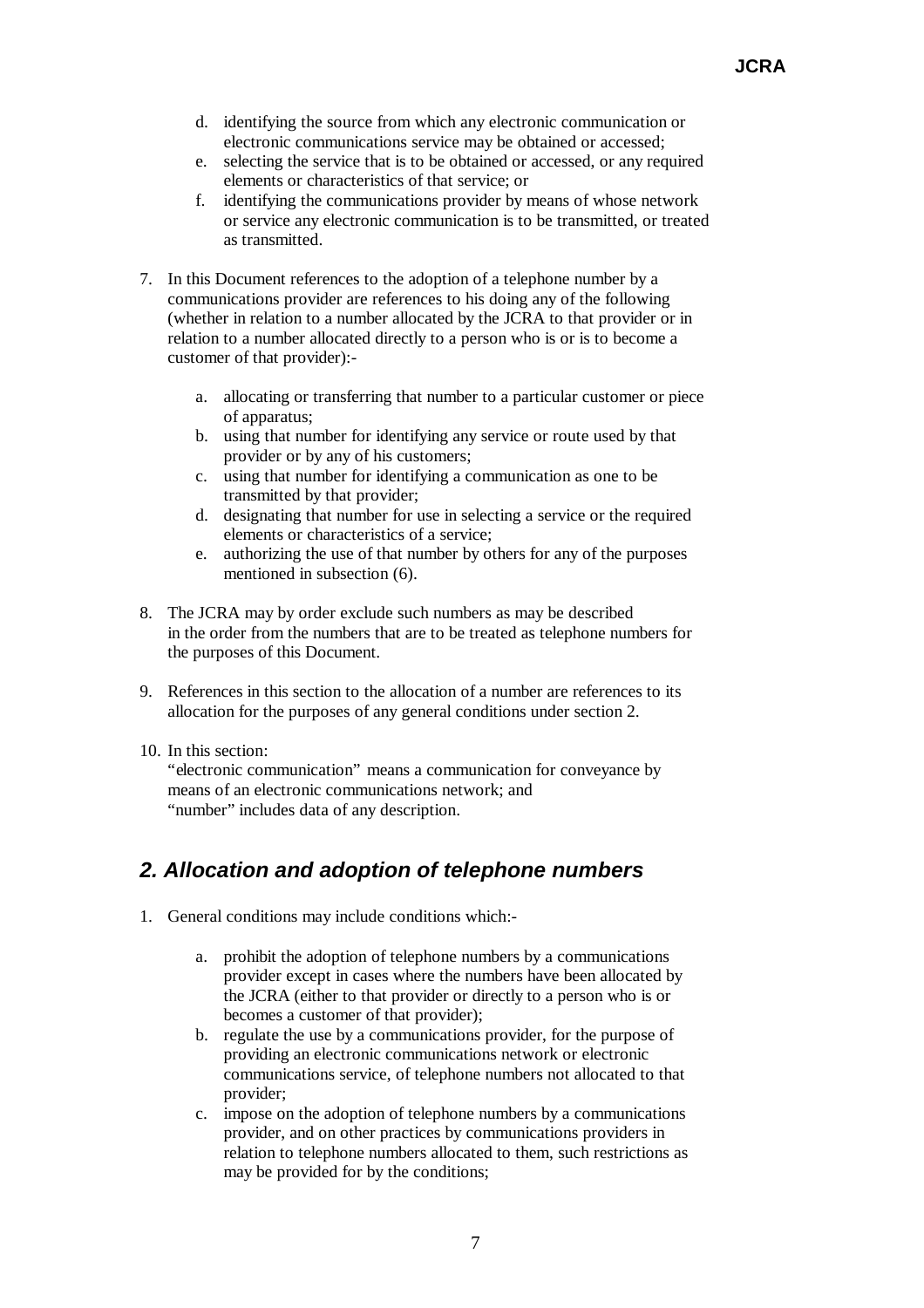d. identifying the source from which any electronic communication or electronic communications service may be obtained or accessed;
e. selecting the service that is to be obtained or accessed, or any required elements or characteristics of that service; or
f. identifying the communications provider by means of whose network or service any electronic communication is to be transmitted, or treated as transmitted.

7. In this Document references to the adoption of a telephone number by a communications provider are references to his doing any of the following (whether in relation to a number allocated by the JCRA to that provider or in relation to a number allocated directly to a person who is or is to become a customer of that provider):-

   a. allocating or transferring that number to a particular customer or piece of apparatus;
   b. using that number for identifying any service or route used by that provider or by any of his customers;
   c. using that number for identifying a communication as one to be transmitted by that provider;
   d. designating that number for use in selecting a service or the required elements or characteristics of a service;
   e. authorizing the use of that number by others for any of the purposes mentioned in subsection (6).

8. The JCRA may by order exclude such numbers as may be described in the order from the numbers that are to be treated as telephone numbers for the purposes of this Document.

9. References in this section to the allocation of a number are references to its allocation for the purposes of any general conditions under section 2.

10. In this section:
    "electronic communication" means a communication for conveyance by means of an electronic communications network; and
    "number" includes data of any description.

## *2. Allocation and adoption of telephone numbers*

1. General conditions may include conditions which:-

   a. prohibit the adoption of telephone numbers by a communications provider except in cases where the numbers have been allocated by the JCRA (either to that provider or directly to a person who is or becomes a customer of that provider);
   b. regulate the use by a communications provider, for the purpose of providing an electronic communications network or electronic communications service, of telephone numbers not allocated to that provider;
   c. impose on the adoption of telephone numbers by a communications provider, and on other practices by communications providers in relation to telephone numbers allocated to them, such restrictions as may be provided for by the conditions;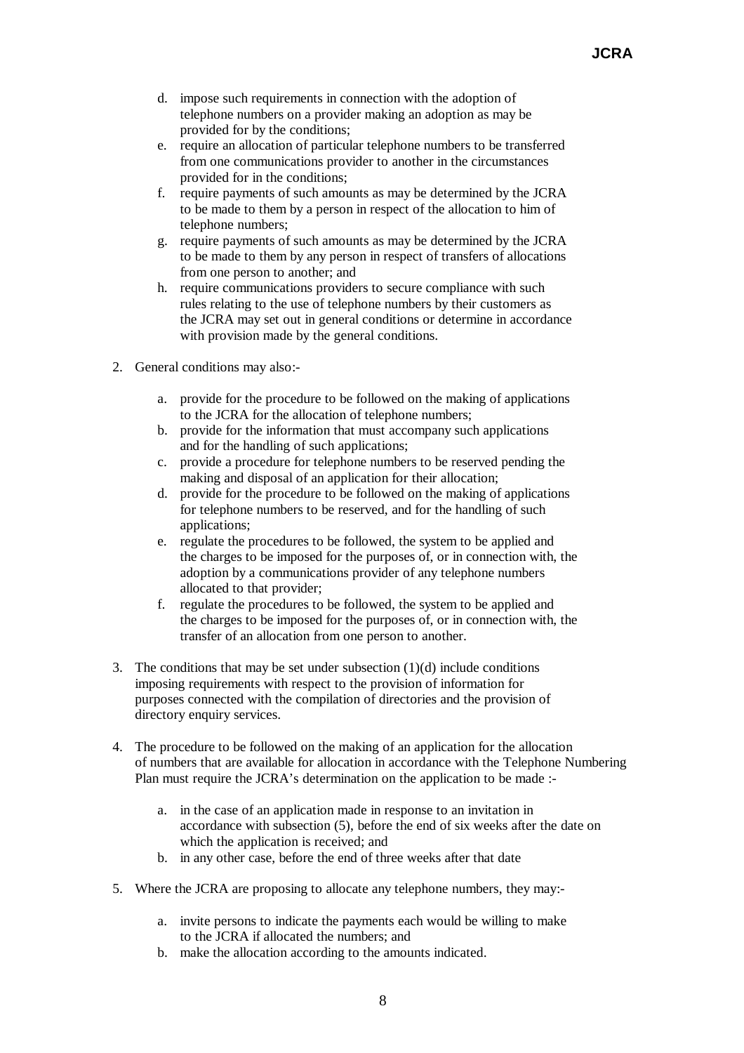d. impose such requirements in connection with the adoption of telephone numbers on a provider making an adoption as may be provided for by the conditions;
e. require an allocation of particular telephone numbers to be transferred from one communications provider to another in the circumstances provided for in the conditions;
f. require payments of such amounts as may be determined by the JCRA to be made to them by a person in respect of the allocation to him of telephone numbers;
g. require payments of such amounts as may be determined by the JCRA to be made to them by any person in respect of transfers of allocations from one person to another; and
h. require communications providers to secure compliance with such rules relating to the use of telephone numbers by their customers as the JCRA may set out in general conditions or determine in accordance with provision made by the general conditions.

2. General conditions may also:-

   a. provide for the procedure to be followed on the making of applications to the JCRA for the allocation of telephone numbers;
   b. provide for the information that must accompany such applications and for the handling of such applications;
   c. provide a procedure for telephone numbers to be reserved pending the making and disposal of an application for their allocation;
   d. provide for the procedure to be followed on the making of applications for telephone numbers to be reserved, and for the handling of such applications;
   e. regulate the procedures to be followed, the system to be applied and the charges to be imposed for the purposes of, or in connection with, the adoption by a communications provider of any telephone numbers allocated to that provider;
   f. regulate the procedures to be followed, the system to be applied and the charges to be imposed for the purposes of, or in connection with, the transfer of an allocation from one person to another.

3. The conditions that may be set under subsection (1)(d) include conditions imposing requirements with respect to the provision of information for purposes connected with the compilation of directories and the provision of directory enquiry services.

4. The procedure to be followed on the making of an application for the allocation of numbers that are available for allocation in accordance with the Telephone Numbering Plan must require the JCRA's determination on the application to be made :-

   a. in the case of an application made in response to an invitation in accordance with subsection (5), before the end of six weeks after the date on which the application is received; and
   b. in any other case, before the end of three weeks after that date

5. Where the JCRA are proposing to allocate any telephone numbers, they may:-

   a. invite persons to indicate the payments each would be willing to make to the JCRA if allocated the numbers; and
   b. make the allocation according to the amounts indicated.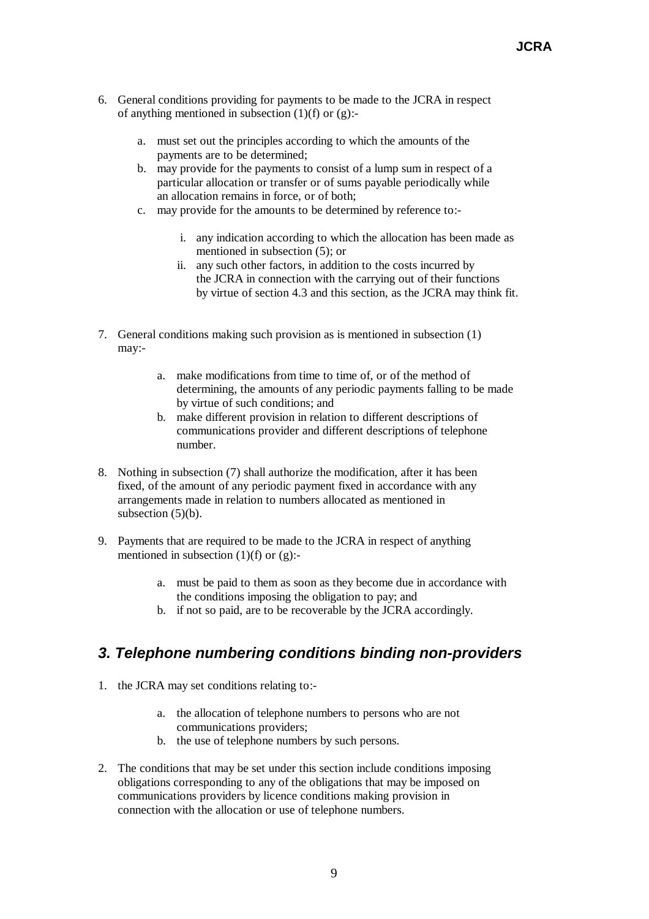6. General conditions providing for payments to be made to the JCRA in respect of anything mentioned in subsection (1)(f) or (g):-

    a. must set out the principles according to which the amounts of the payments are to be determined;
    b. may provide for the payments to consist of a lump sum in respect of a particular allocation or transfer or of sums payable periodically while an allocation remains in force, or of both;
    c. may provide for the amounts to be determined by reference to:-

        i. any indication according to which the allocation has been made as mentioned in subsection (5); or
        ii. any such other factors, in addition to the costs incurred by the JCRA in connection with the carrying out of their functions by virtue of section 4.3 and this section, as the JCRA may think fit.

7. General conditions making such provision as is mentioned in subsection (1) may:-

    a. make modifications from time to time of, or of the method of determining, the amounts of any periodic payments falling to be made by virtue of such conditions; and
    b. make different provision in relation to different descriptions of communications provider and different descriptions of telephone number.

8. Nothing in subsection (7) shall authorize the modification, after it has been fixed, of the amount of any periodic payment fixed in accordance with any arrangements made in relation to numbers allocated as mentioned in subsection (5)(b).

9. Payments that are required to be made to the JCRA in respect of anything mentioned in subsection (1)(f) or (g):-

    a. must be paid to them as soon as they become due in accordance with the conditions imposing the obligation to pay; and
    b. if not so paid, are to be recoverable by the JCRA accordingly.

## *3. Telephone numbering conditions binding non-providers*

1. the JCRA may set conditions relating to:-

    a. the allocation of telephone numbers to persons who are not communications providers;
    b. the use of telephone numbers by such persons.

2. The conditions that may be set under this section include conditions imposing obligations corresponding to any of the obligations that may be imposed on communications providers by licence conditions making provision in connection with the allocation or use of telephone numbers.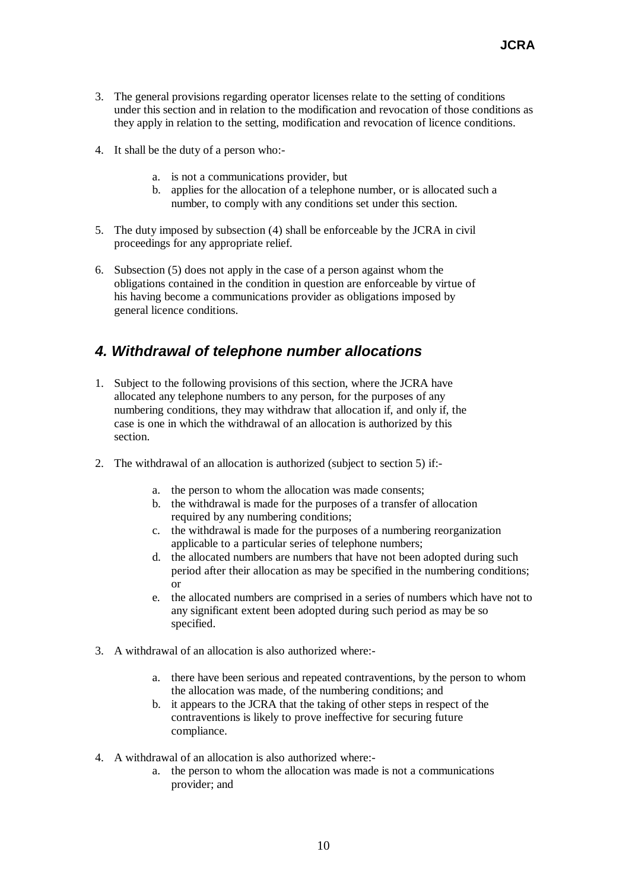3. The general provisions regarding operator licenses relate to the setting of conditions under this section and in relation to the modification and revocation of those conditions as they apply in relation to the setting, modification and revocation of licence conditions.

4. It shall be the duty of a person who:-

   a. is not a communications provider, but
   b. applies for the allocation of a telephone number, or is allocated such a number, to comply with any conditions set under this section.

5. The duty imposed by subsection (4) shall be enforceable by the JCRA in civil proceedings for any appropriate relief.

6. Subsection (5) does not apply in the case of a person against whom the obligations contained in the condition in question are enforceable by virtue of his having become a communications provider as obligations imposed by general licence conditions.

## *4. Withdrawal of telephone number allocations*

1. Subject to the following provisions of this section, where the JCRA have allocated any telephone numbers to any person, for the purposes of any numbering conditions, they may withdraw that allocation if, and only if, the case is one in which the withdrawal of an allocation is authorized by this section.

2. The withdrawal of an allocation is authorized (subject to section 5) if:-

   a. the person to whom the allocation was made consents;
   b. the withdrawal is made for the purposes of a transfer of allocation required by any numbering conditions;
   c. the withdrawal is made for the purposes of a numbering reorganization applicable to a particular series of telephone numbers;
   d. the allocated numbers are numbers that have not been adopted during such period after their allocation as may be specified in the numbering conditions; or
   e. the allocated numbers are comprised in a series of numbers which have not to any significant extent been adopted during such period as may be so specified.

3. A withdrawal of an allocation is also authorized where:-

   a. there have been serious and repeated contraventions, by the person to whom the allocation was made, of the numbering conditions; and
   b. it appears to the JCRA that the taking of other steps in respect of the contraventions is likely to prove ineffective for securing future compliance.

4. A withdrawal of an allocation is also authorized where:-
   a. the person to whom the allocation was made is not a communications provider; and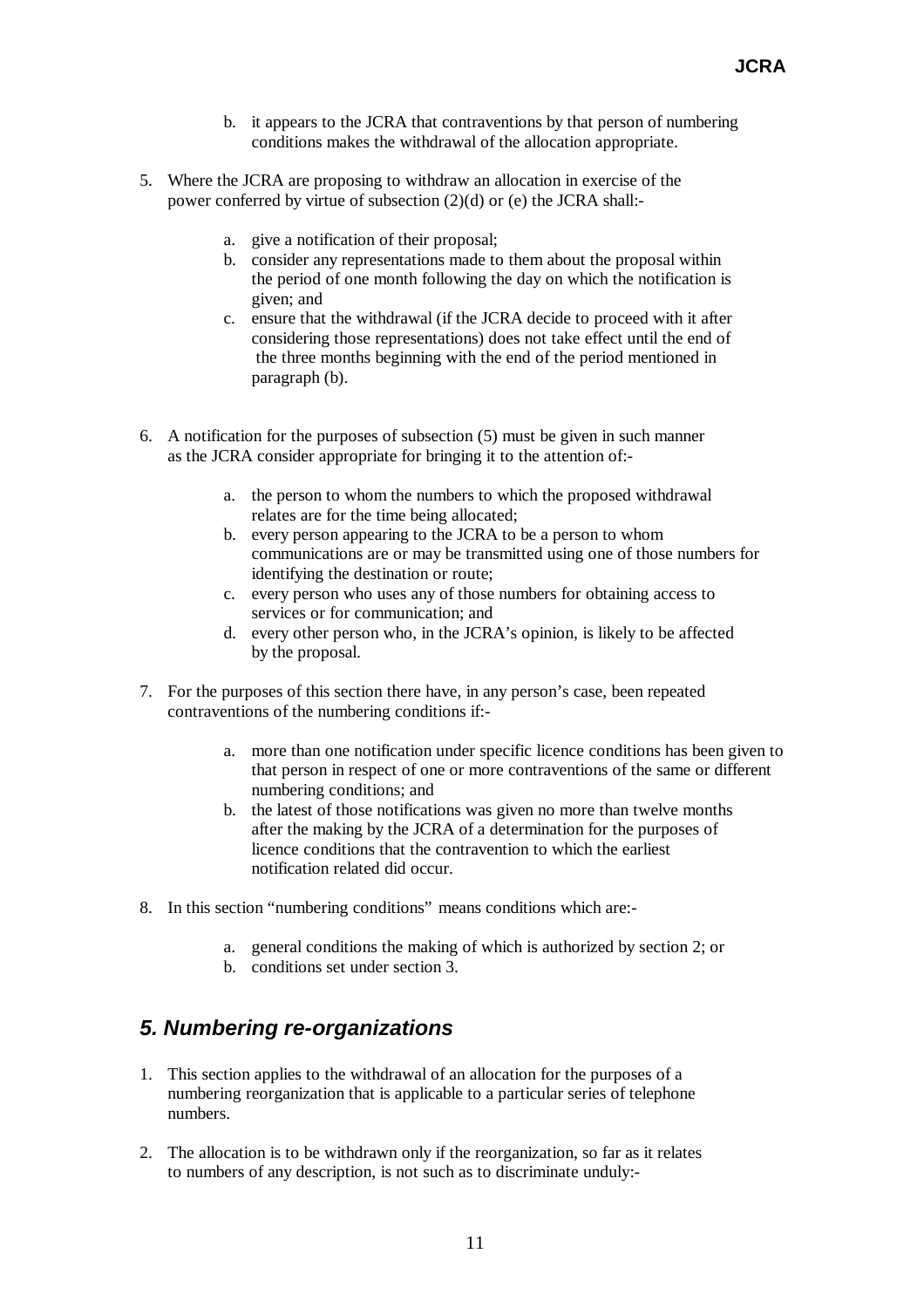b. it appears to the JCRA that contraventions by that person of numbering conditions makes the withdrawal of the allocation appropriate.

5. Where the JCRA are proposing to withdraw an allocation in exercise of the power conferred by virtue of subsection (2)(d) or (e) the JCRA shall:-

   a. give a notification of their proposal;
   b. consider any representations made to them about the proposal within the period of one month following the day on which the notification is given; and
   c. ensure that the withdrawal (if the JCRA decide to proceed with it after considering those representations) does not take effect until the end of the three months beginning with the end of the period mentioned in paragraph (b).

6. A notification for the purposes of subsection (5) must be given in such manner as the JCRA consider appropriate for bringing it to the attention of:-

   a. the person to whom the numbers to which the proposed withdrawal relates are for the time being allocated;
   b. every person appearing to the JCRA to be a person to whom communications are or may be transmitted using one of those numbers for identifying the destination or route;
   c. every person who uses any of those numbers for obtaining access to services or for communication; and
   d. every other person who, in the JCRA's opinion, is likely to be affected by the proposal.

7. For the purposes of this section there have, in any person's case, been repeated contraventions of the numbering conditions if:-

   a. more than one notification under specific licence conditions has been given to that person in respect of one or more contraventions of the same or different numbering conditions; and
   b. the latest of those notifications was given no more than twelve months after the making by the JCRA of a determination for the purposes of licence conditions that the contravention to which the earliest notification related did occur.

8. In this section "numbering conditions" means conditions which are:-

   a. general conditions the making of which is authorized by section 2; or
   b. conditions set under section 3.

## *5. Numbering re-organizations*

1. This section applies to the withdrawal of an allocation for the purposes of a numbering reorganization that is applicable to a particular series of telephone numbers.

2. The allocation is to be withdrawn only if the reorganization, so far as it relates to numbers of any description, is not such as to discriminate unduly:-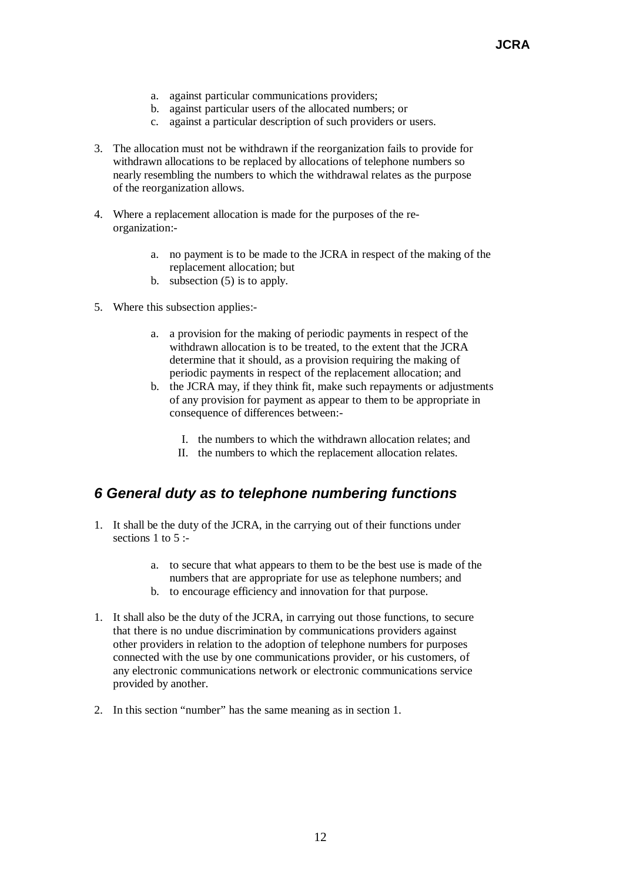a. against particular communications providers;
b. against particular users of the allocated numbers; or
c. against a particular description of such providers or users.

3. The allocation must not be withdrawn if the reorganization fails to provide for withdrawn allocations to be replaced by allocations of telephone numbers so nearly resembling the numbers to which the withdrawal relates as the purpose of the reorganization allows.

4. Where a replacement allocation is made for the purposes of the re-organization:-

    a. no payment is to be made to the JCRA in respect of the making of the replacement allocation; but
    b. subsection (5) is to apply.

5. Where this subsection applies:-

    a. a provision for the making of periodic payments in respect of the withdrawn allocation is to be treated, to the extent that the JCRA determine that it should, as a provision requiring the making of periodic payments in respect of the replacement allocation; and
    b. the JCRA may, if they think fit, make such repayments or adjustments of any provision for payment as appear to them to be appropriate in consequence of differences between:-

        I. the numbers to which the withdrawn allocation relates; and
        II. the numbers to which the replacement allocation relates.

## *6 General duty as to telephone numbering functions*

1. It shall be the duty of the JCRA, in the carrying out of their functions under sections 1 to 5 :-

    a. to secure that what appears to them to be the best use is made of the numbers that are appropriate for use as telephone numbers; and
    b. to encourage efficiency and innovation for that purpose.

1. It shall also be the duty of the JCRA, in carrying out those functions, to secure that there is no undue discrimination by communications providers against other providers in relation to the adoption of telephone numbers for purposes connected with the use by one communications provider, or his customers, of any electronic communications network or electronic communications service provided by another.

2. In this section "number" has the same meaning as in section 1.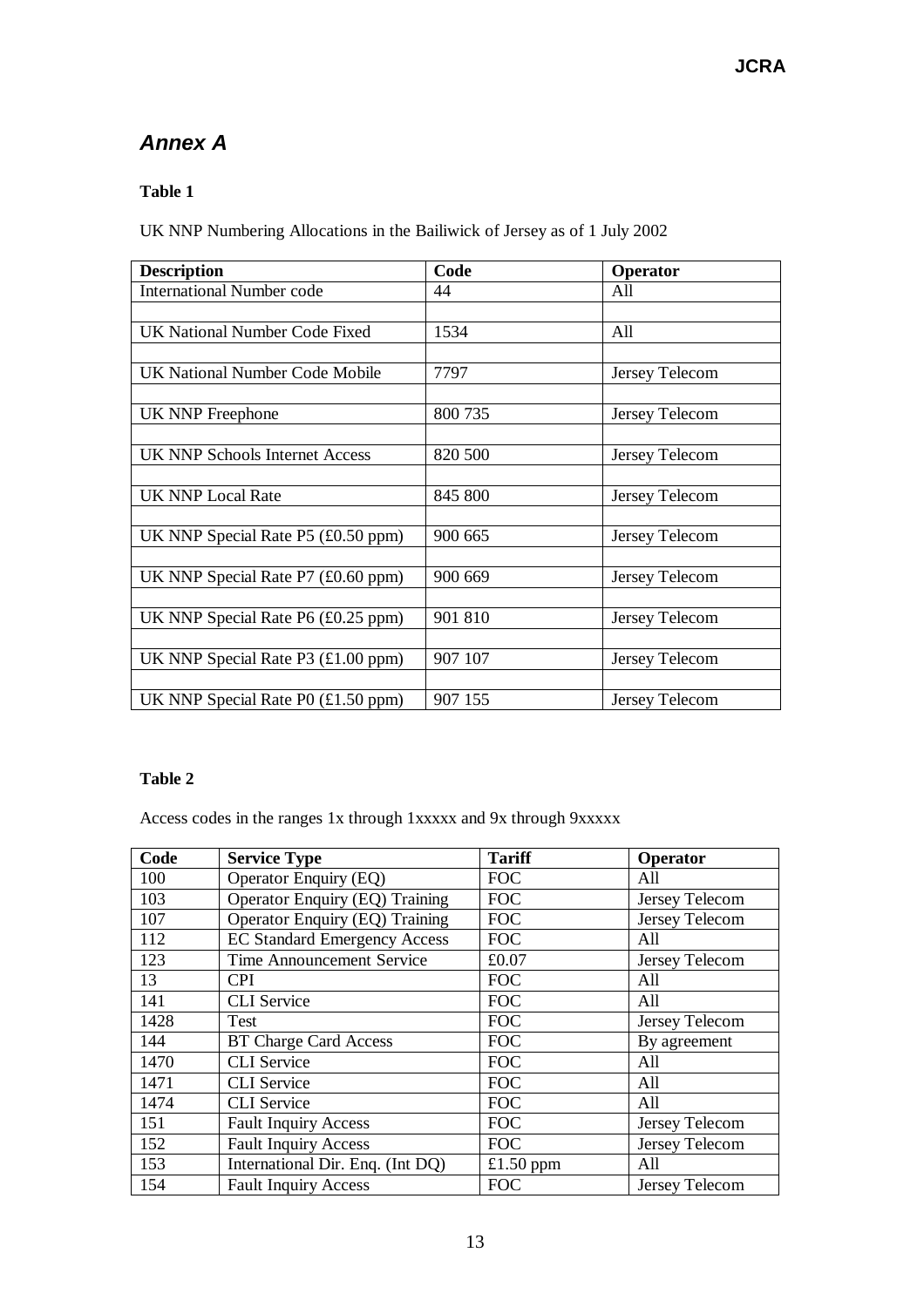## *Annex A*

**Table 1**

UK NNP Numbering Allocations in the Bailiwick of Jersey as of 1 July 2002

| Description | Code | Operator |
|---|---|---|
| International Number code | 44 | All |
| | | |
| UK National Number Code Fixed | 1534 | All |
| | | |
| UK National Number Code Mobile | 7797 | Jersey Telecom |
| | | |
| UK NNP Freephone | 800 735 | Jersey Telecom |
| | | |
| UK NNP Schools Internet Access | 820 500 | Jersey Telecom |
| | | |
| UK NNP Local Rate | 845 800 | Jersey Telecom |
| | | |
| UK NNP Special Rate P5 (£0.50 ppm) | 900 665 | Jersey Telecom |
| | | |
| UK NNP Special Rate P7 (£0.60 ppm) | 900 669 | Jersey Telecom |
| | | |
| UK NNP Special Rate P6 (£0.25 ppm) | 901 810 | Jersey Telecom |
| | | |
| UK NNP Special Rate P3 (£1.00 ppm) | 907 107 | Jersey Telecom |
| | | |
| UK NNP Special Rate P0 (£1.50 ppm) | 907 155 | Jersey Telecom |

**Table 2**

Access codes in the ranges 1x through 1xxxxx and 9x through 9xxxxx

| Code | Service Type | Tariff | Operator |
|---|---|---|---|
| 100 | Operator Enquiry (EQ) | FOC | All |
| 103 | Operator Enquiry (EQ) Training | FOC | Jersey Telecom |
| 107 | Operator Enquiry (EQ) Training | FOC | Jersey Telecom |
| 112 | EC Standard Emergency Access | FOC | All |
| 123 | Time Announcement Service | £0.07 | Jersey Telecom |
| 13 | CPI | FOC | All |
| 141 | CLI Service | FOC | All |
| 1428 | Test | FOC | Jersey Telecom |
| 144 | BT Charge Card Access | FOC | By agreement |
| 1470 | CLI Service | FOC | All |
| 1471 | CLI Service | FOC | All |
| 1474 | CLI Service | FOC | All |
| 151 | Fault Inquiry Access | FOC | Jersey Telecom |
| 152 | Fault Inquiry Access | FOC | Jersey Telecom |
| 153 | International Dir. Enq. (Int DQ) | £1.50 ppm | All |
| 154 | Fault Inquiry Access | FOC | Jersey Telecom |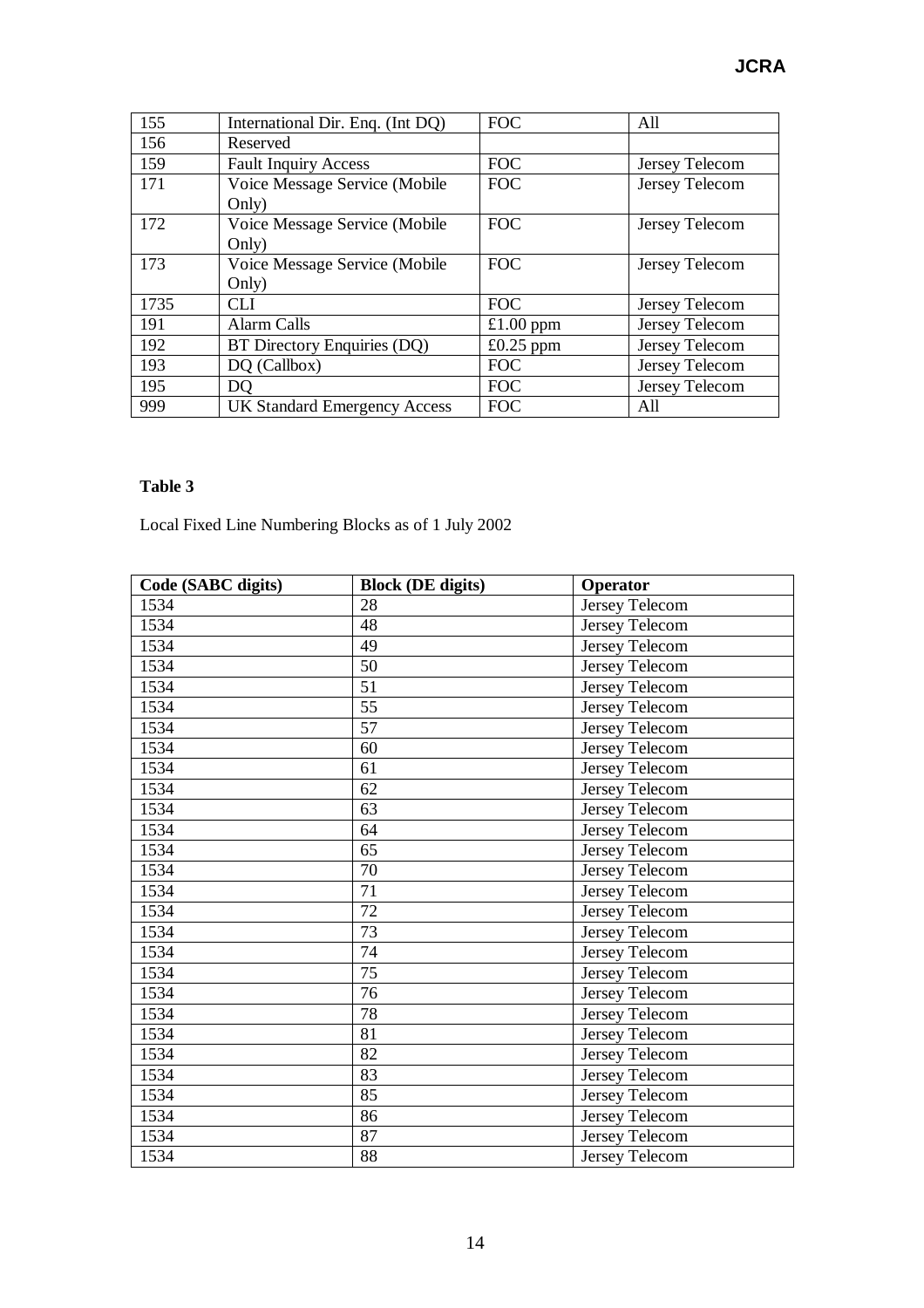| 155 | International Dir. Enq. (Int DQ) | FOC | All |
|---|---|---|---|
| 156 | Reserved | | |
| 159 | Fault Inquiry Access | FOC | Jersey Telecom |
| 171 | Voice Message Service (Mobile Only) | FOC | Jersey Telecom |
| 172 | Voice Message Service (Mobile Only) | FOC | Jersey Telecom |
| 173 | Voice Message Service (Mobile Only) | FOC | Jersey Telecom |
| 1735 | CLI | FOC | Jersey Telecom |
| 191 | Alarm Calls | £1.00 ppm | Jersey Telecom |
| 192 | BT Directory Enquiries (DQ) | £0.25 ppm | Jersey Telecom |
| 193 | DQ (Callbox) | FOC | Jersey Telecom |
| 195 | DQ | FOC | Jersey Telecom |
| 999 | UK Standard Emergency Access | FOC | All |

**Table 3**

Local Fixed Line Numbering Blocks as of 1 July 2002

| Code (SABC digits) | Block (DE digits) | Operator |
|---|---|---|
| 1534 | 28 | Jersey Telecom |
| 1534 | 48 | Jersey Telecom |
| 1534 | 49 | Jersey Telecom |
| 1534 | 50 | Jersey Telecom |
| 1534 | 51 | Jersey Telecom |
| 1534 | 55 | Jersey Telecom |
| 1534 | 57 | Jersey Telecom |
| 1534 | 60 | Jersey Telecom |
| 1534 | 61 | Jersey Telecom |
| 1534 | 62 | Jersey Telecom |
| 1534 | 63 | Jersey Telecom |
| 1534 | 64 | Jersey Telecom |
| 1534 | 65 | Jersey Telecom |
| 1534 | 70 | Jersey Telecom |
| 1534 | 71 | Jersey Telecom |
| 1534 | 72 | Jersey Telecom |
| 1534 | 73 | Jersey Telecom |
| 1534 | 74 | Jersey Telecom |
| 1534 | 75 | Jersey Telecom |
| 1534 | 76 | Jersey Telecom |
| 1534 | 78 | Jersey Telecom |
| 1534 | 81 | Jersey Telecom |
| 1534 | 82 | Jersey Telecom |
| 1534 | 83 | Jersey Telecom |
| 1534 | 85 | Jersey Telecom |
| 1534 | 86 | Jersey Telecom |
| 1534 | 87 | Jersey Telecom |
| 1534 | 88 | Jersey Telecom |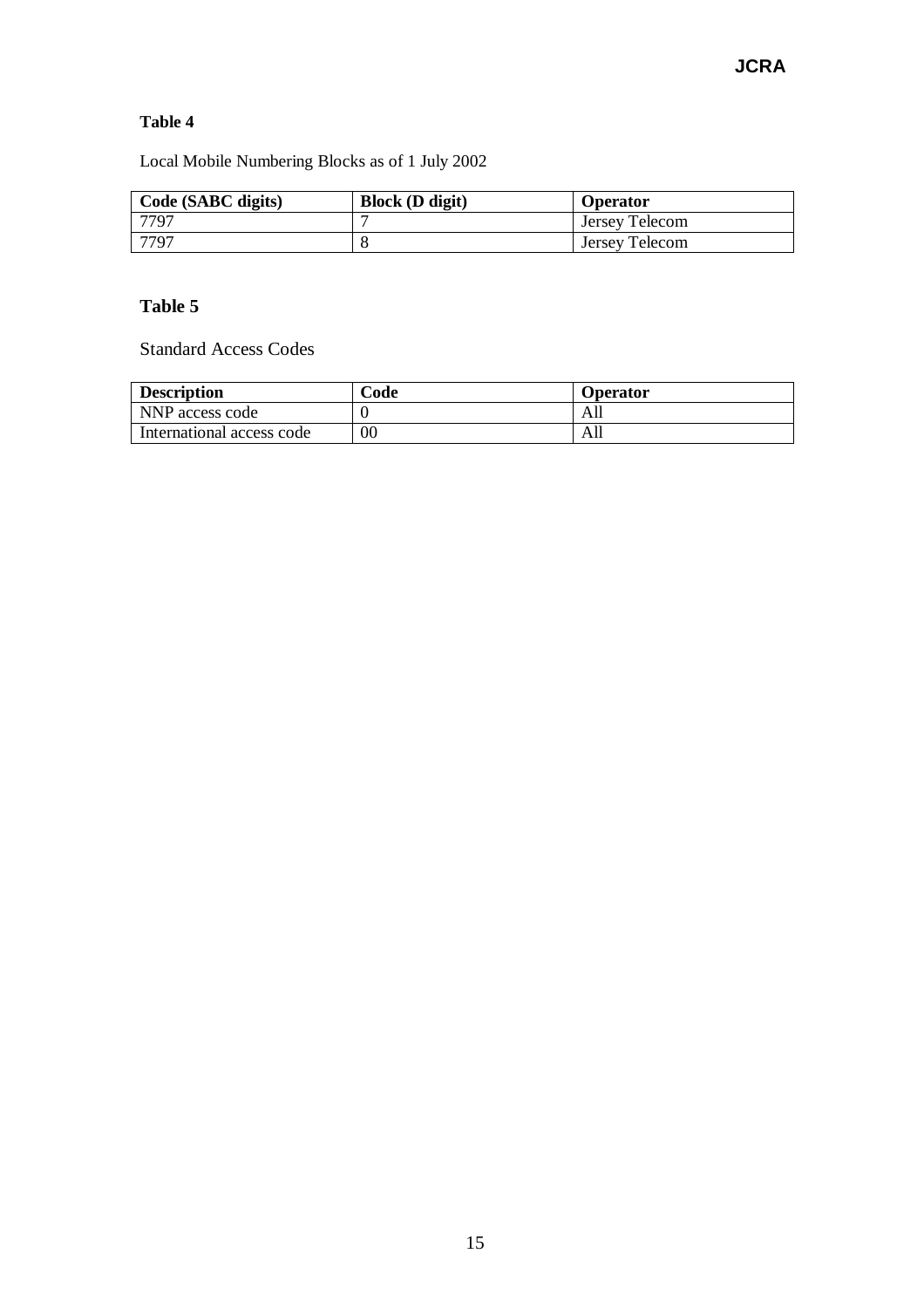**Table 4**

Local Mobile Numbering Blocks as of 1 July 2002

| Code (SABC digits) | Block (D digit) | Operator |
|---|---|---|
| 7797 | 7 | Jersey Telecom |
| 7797 | 8 | Jersey Telecom |

**Table 5**

Standard Access Codes

| Description | Code | Operator |
|---|---|---|
| NNP access code | 0 | All |
| International access code | 00 | All |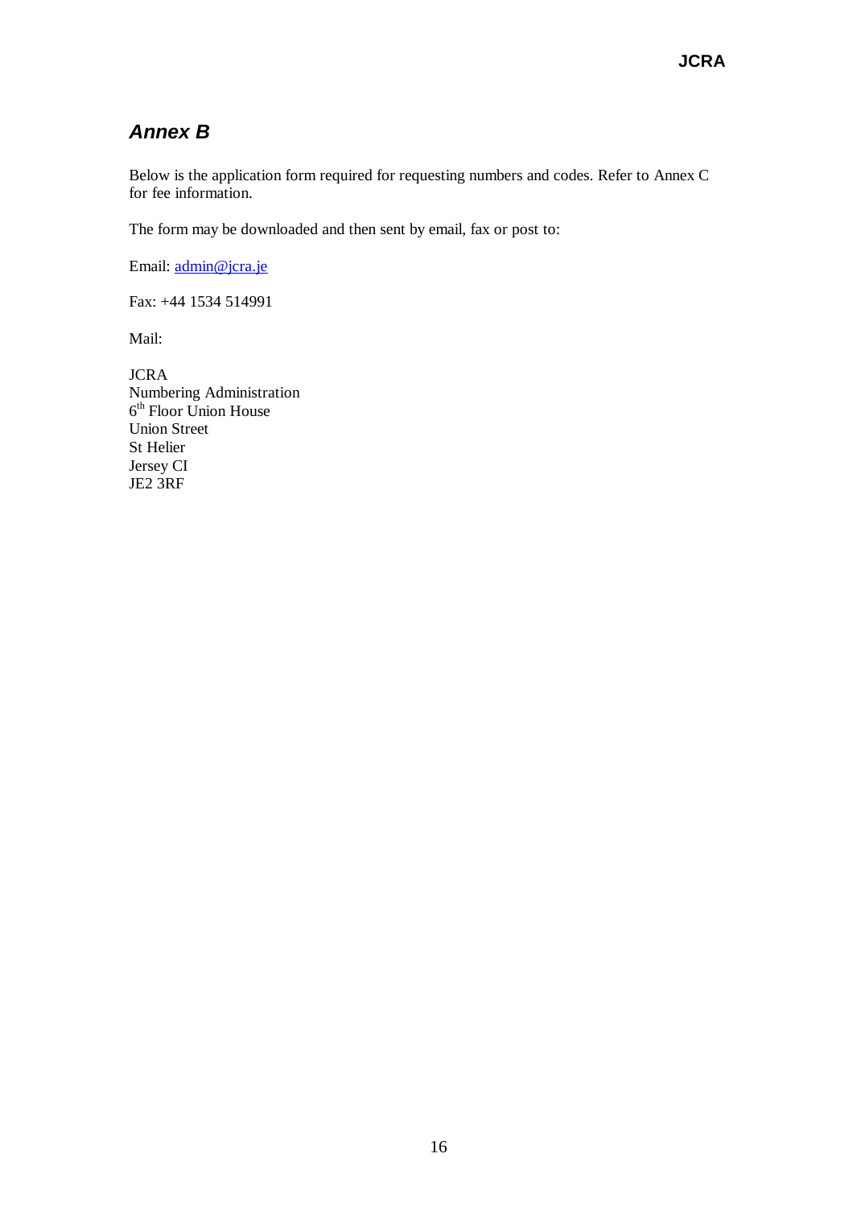## *Annex B*

Below is the application form required for requesting numbers and codes. Refer to Annex C for fee information.

The form may be downloaded and then sent by email, fax or post to:

Email: admin@jcra.je

Fax: +44 1534 514991

Mail:

JCRA  
Numbering Administration  
6th Floor Union House  
Union Street  
St Helier  
Jersey CI  
JE2 3RF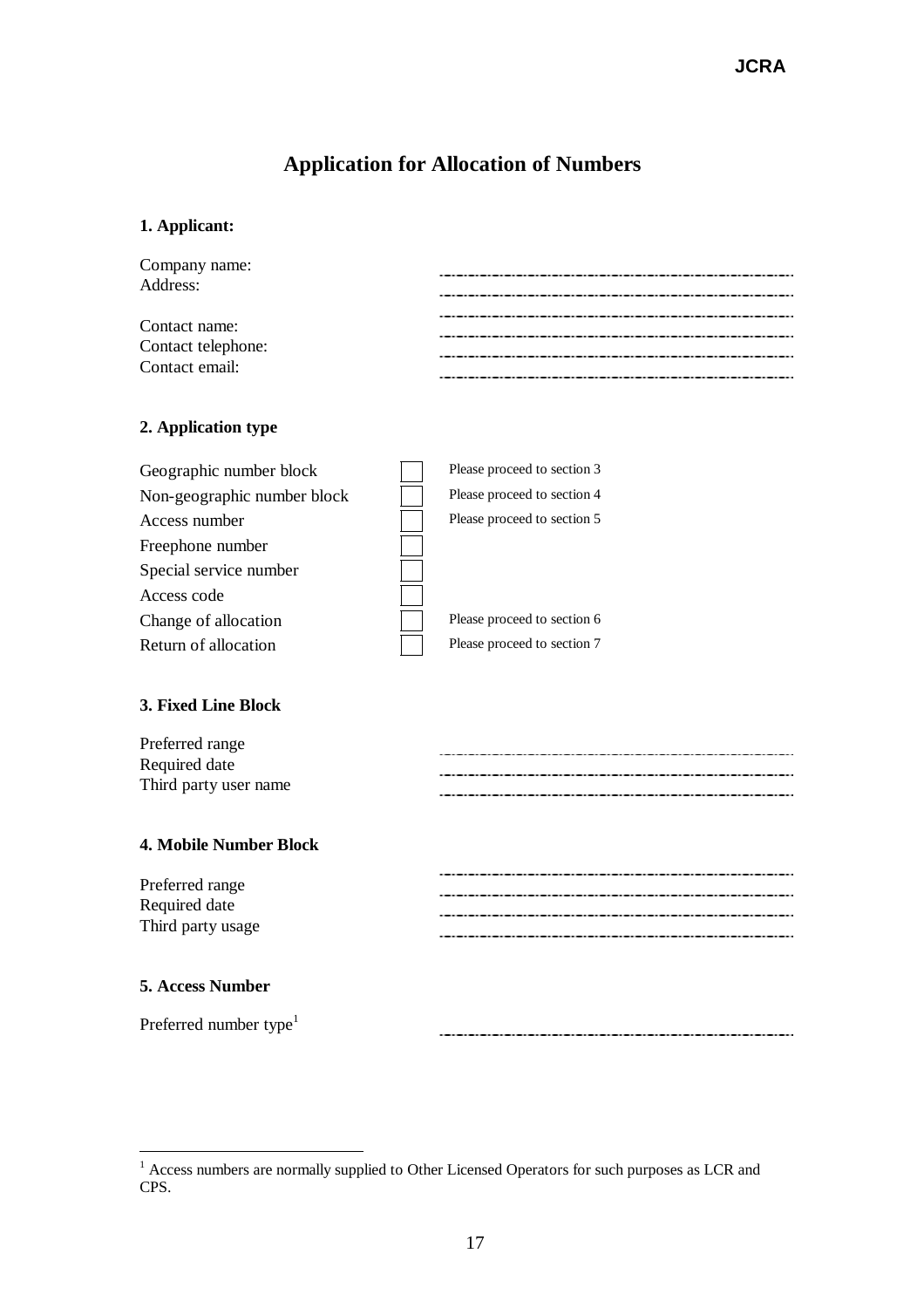# Application for Allocation of Numbers

**1. Applicant:**

Company name: ......................................................

Address: ......................................................

......................................................

Contact name: ......................................................

Contact telephone: ......................................................

Contact email: ......................................................

**2. Application type**

| | | |
|---|---|---|
| Geographic number block | ☐ | Please proceed to section 3 |
| Non-geographic number block | ☐ | Please proceed to section 4 |
| Access number | ☐ | Please proceed to section 5 |
| Freephone number | ☐ | |
| Special service number | ☐ | |
| Access code | ☐ | |
| Change of allocation | ☐ | Please proceed to section 6 |
| Return of allocation | ☐ | Please proceed to section 7 |

**3. Fixed Line Block**

Preferred range ......................................................

Required date ......................................................

Third party user name ......................................................

**4. Mobile Number Block**

Preferred range ......................................................

Required date ......................................................

Third party usage ......................................................

......................................................

**5. Access Number**

Preferred number type[1] ......................................................

---

[1] Access numbers are normally supplied to Other Licensed Operators for such purposes as LCR and CPS.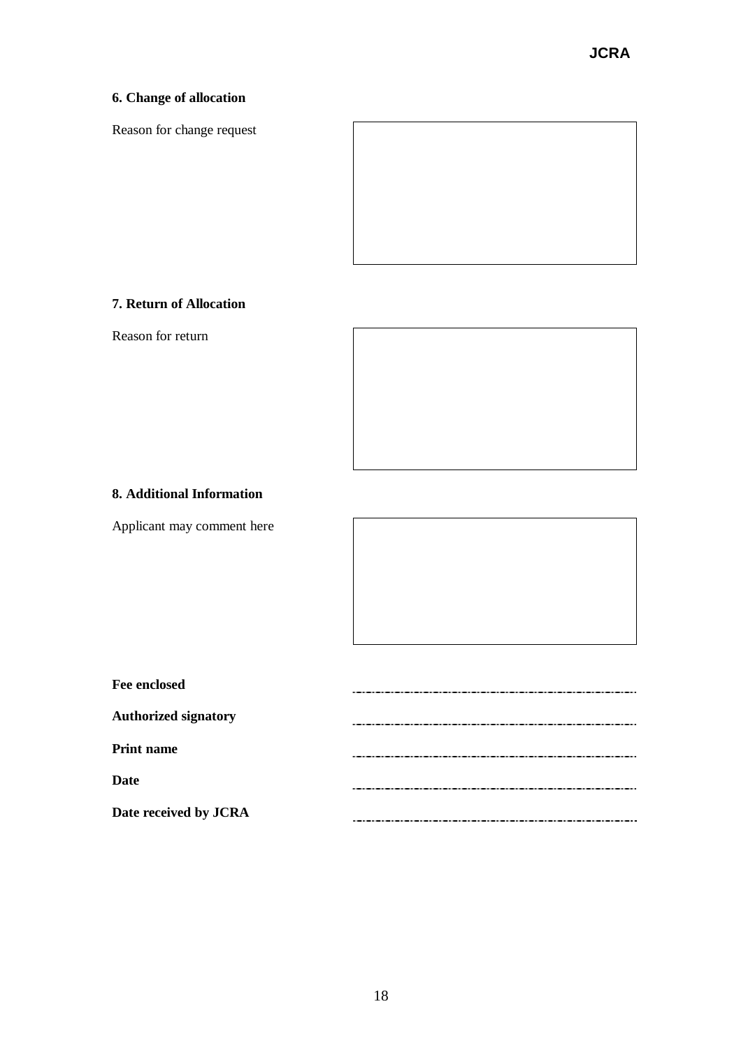### 6. Change of allocation

Reason for change request

|  |
|---|
|  |

### 7. Return of Allocation

Reason for return

|  |
|---|
|  |

### 8. Additional Information

Applicant may comment here

|  |
|---|
|  |

**Fee enclosed** ..........................................................

**Authorized signatory** ..........................................................

**Print name** ..........................................................

**Date** ..........................................................

**Date received by JCRA** ..........................................................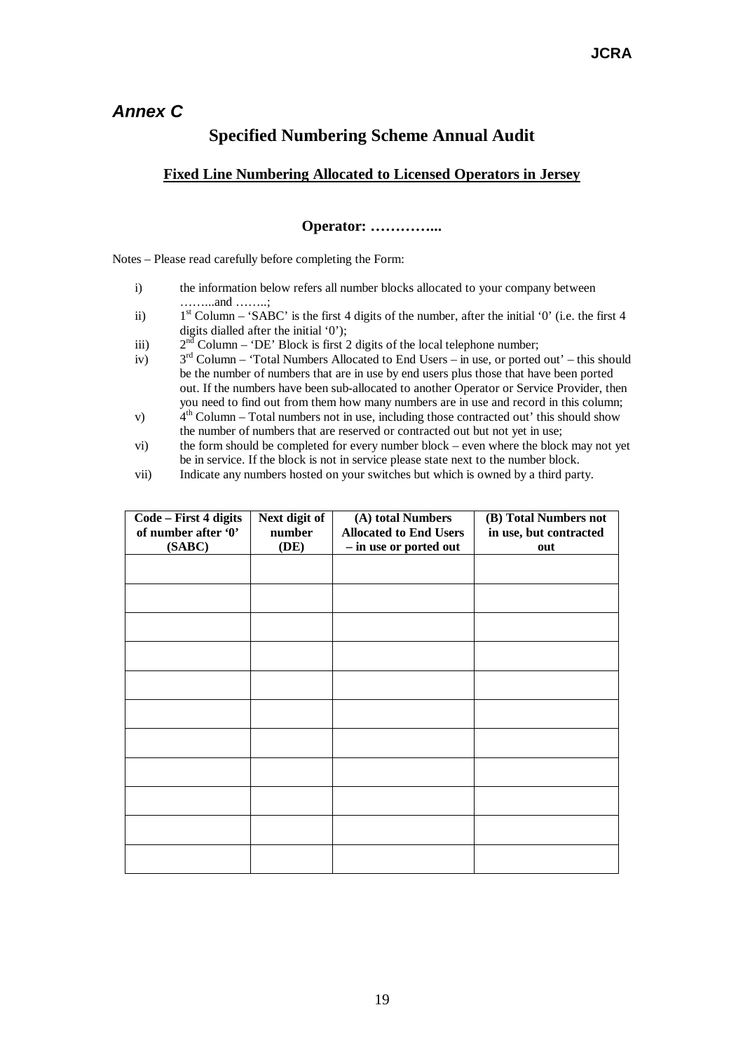## *Annex C*

## Specified Numbering Scheme Annual Audit

### Fixed Line Numbering Allocated to Licensed Operators in Jersey

**Operator: …………...**

Notes – Please read carefully before completing the Form:

i) the information below refers all number blocks allocated to your company between ……...and ……..;

ii) 1st Column – 'SABC' is the first 4 digits of the number, after the initial '0' (i.e. the first 4 digits dialled after the initial '0');

iii) 2nd Column – 'DE' Block is first 2 digits of the local telephone number;

iv) 3rd Column – 'Total Numbers Allocated to End Users – in use, or ported out' – this should be the number of numbers that are in use by end users plus those that have been ported out. If the numbers have been sub-allocated to another Operator or Service Provider, then you need to find out from them how many numbers are in use and record in this column;

v) 4th Column – Total numbers not in use, including those contracted out' this should show the number of numbers that are reserved or contracted out but not yet in use;

vi) the form should be completed for every number block – even where the block may not yet be in service. If the block is not in service please state next to the number block.

vii) Indicate any numbers hosted on your switches but which is owned by a third party.

| Code – First 4 digits of number after '0' (SABC) | Next digit of number (DE) | (A) total Numbers Allocated to End Users – in use or ported out | (B) Total Numbers not in use, but contracted out |
|---|---|---|---|
| | | | |
| | | | |
| | | | |
| | | | |
| | | | |
| | | | |
| | | | |
| | | | |
| | | | |
| | | | |
| | | | |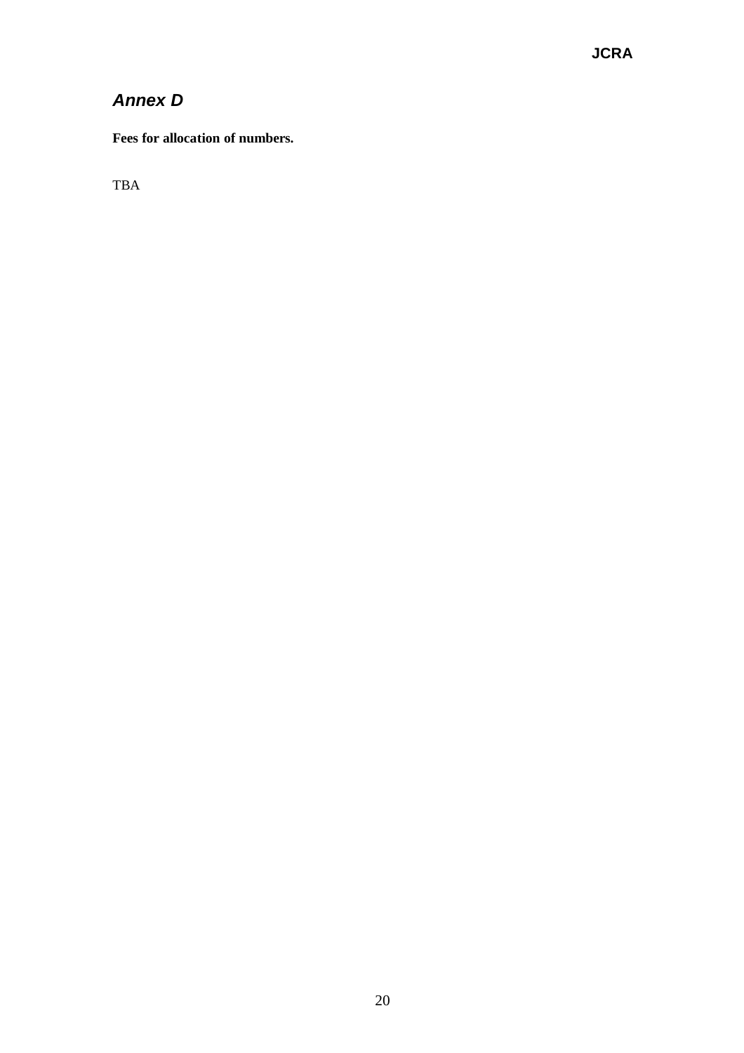## *Annex D*

**Fees for allocation of numbers.**

TBA